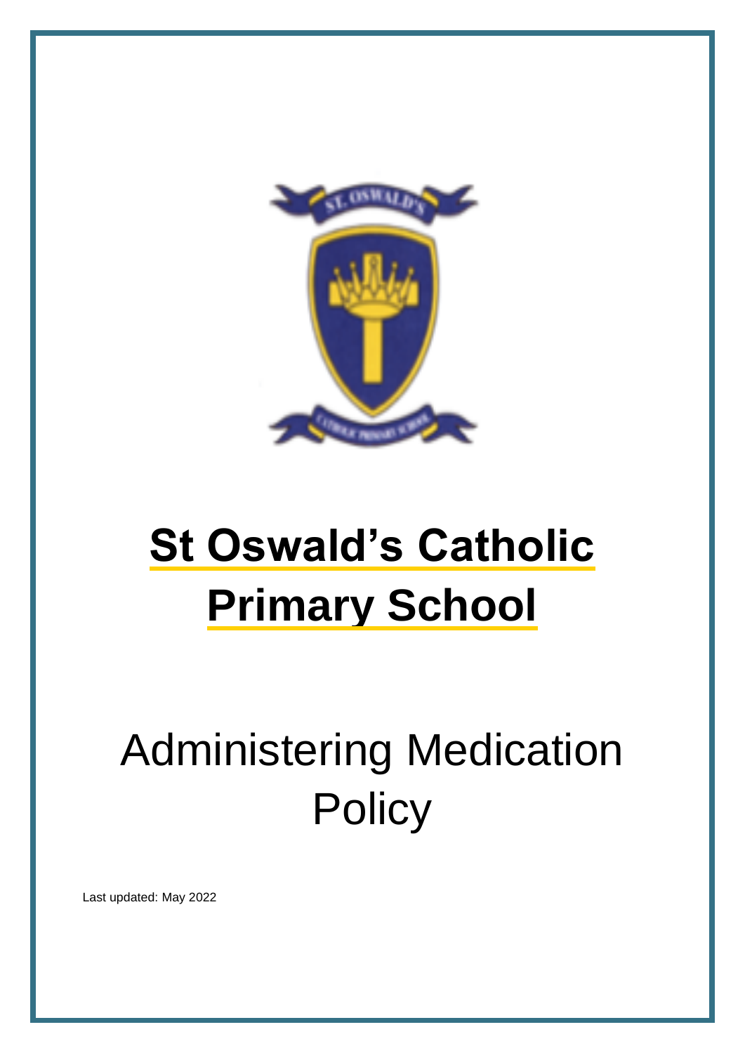# St Oswald's Catholic Primary School

# Administering Medication Policy

Last updated: May 2022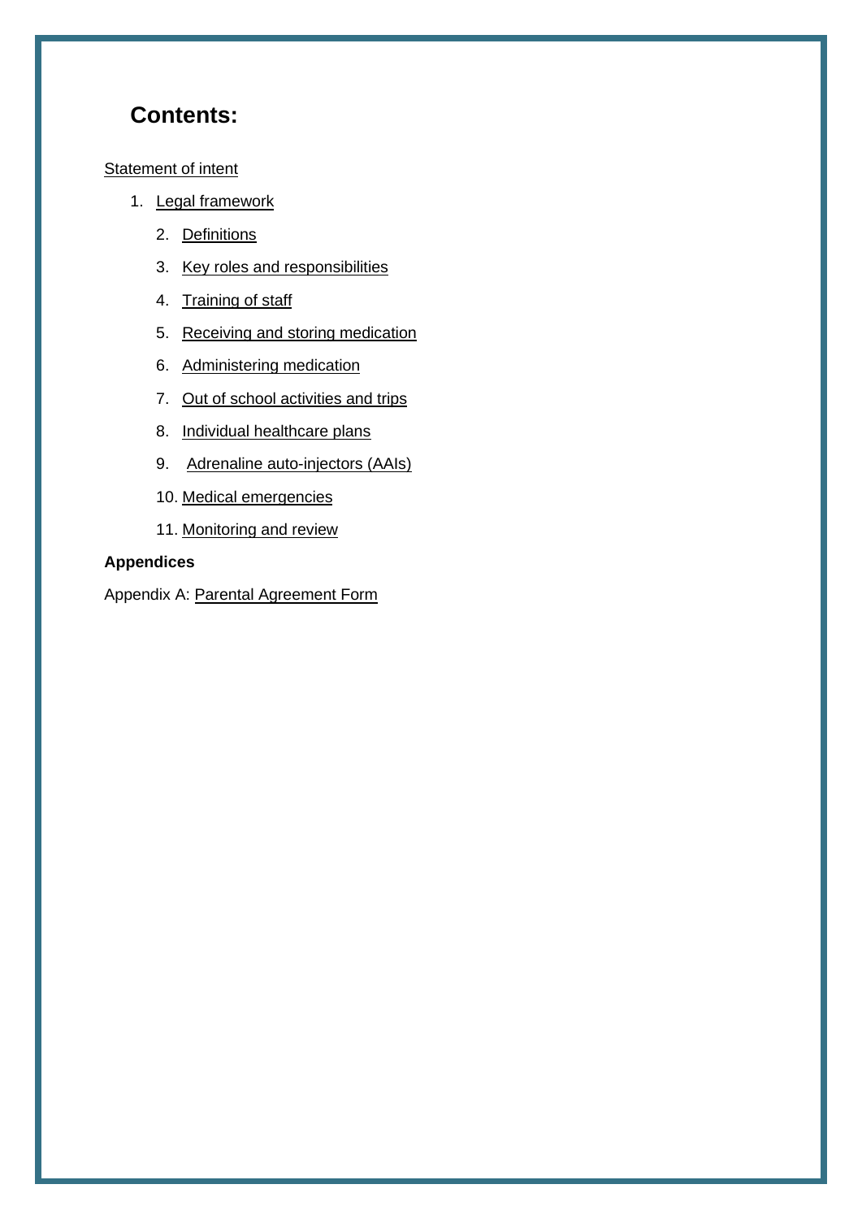# Contents:

Statement of intent

1. Legal framework
2. Definitions
3. Key roles and responsibilities
4. Training of staff
5. Receiving and storing medication
6. Administering medication
7. Out of school activities and trips
8. Individual healthcare plans
9. Adrenaline auto-injectors (AAIs)
10. Medical emergencies
11. Monitoring and review

**Appendices**

Appendix A: Parental Agreement Form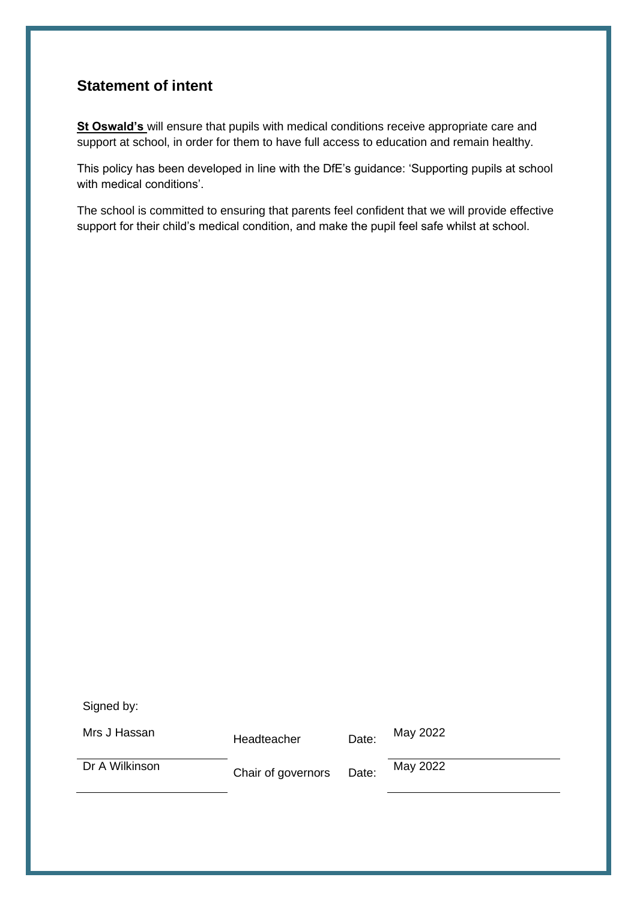## Statement of intent

**St Oswald's** will ensure that pupils with medical conditions receive appropriate care and support at school, in order for them to have full access to education and remain healthy.

This policy has been developed in line with the DfE's guidance: 'Supporting pupils at school with medical conditions'.

The school is committed to ensuring that parents feel confident that we will provide effective support for their child's medical condition, and make the pupil feel safe whilst at school.

Signed by:

| | | | |
|---|---|---|---|
| Mrs J Hassan | Headteacher | Date: | May 2022 |
| Dr A Wilkinson | Chair of governors | Date: | May 2022 |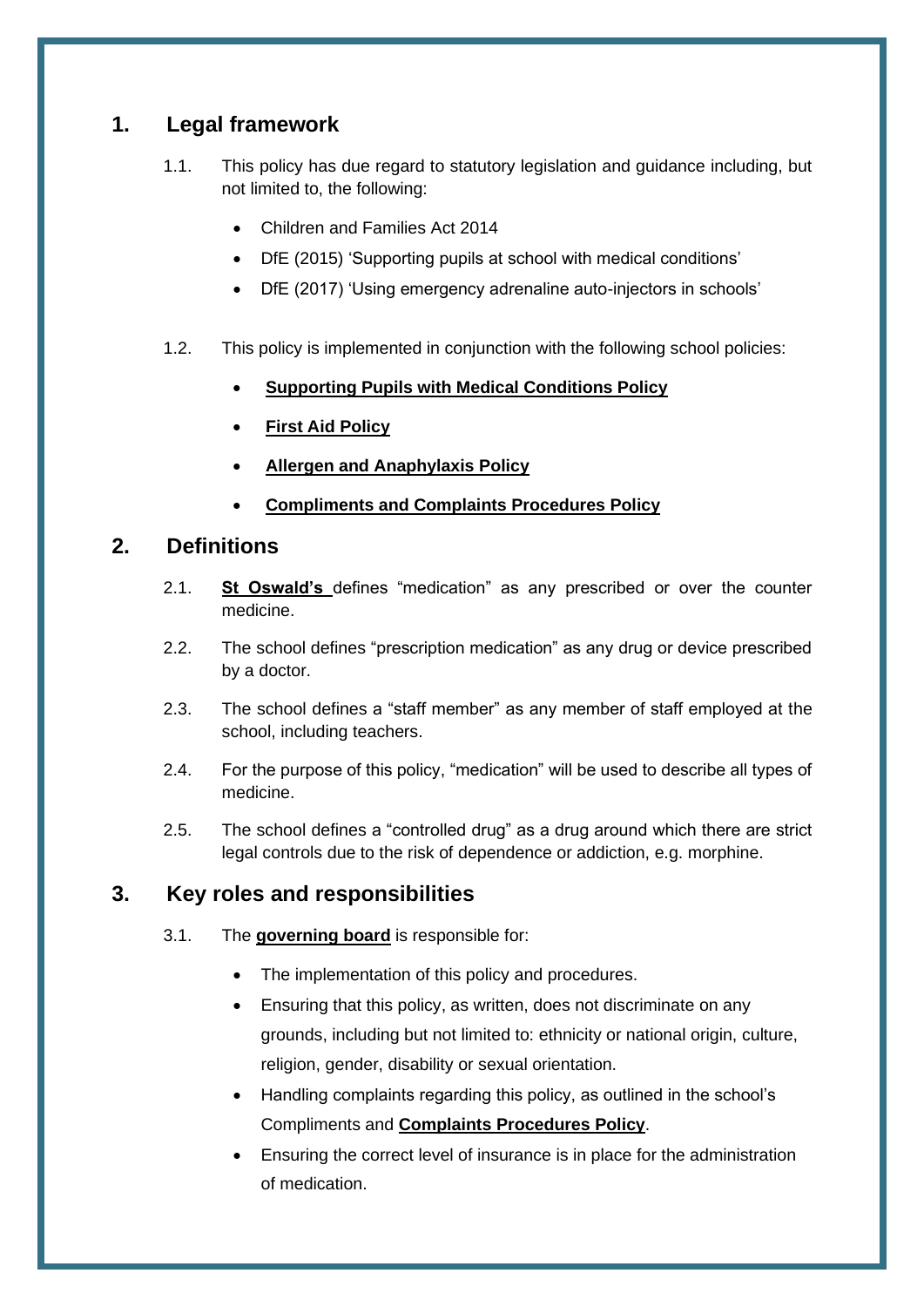## 1. Legal framework

1.1. This policy has due regard to statutory legislation and guidance including, but not limited to, the following:

- Children and Families Act 2014
- DfE (2015) 'Supporting pupils at school with medical conditions'
- DfE (2017) 'Using emergency adrenaline auto-injectors in schools'

1.2. This policy is implemented in conjunction with the following school policies:

- **Supporting Pupils with Medical Conditions Policy**
- **First Aid Policy**
- **Allergen and Anaphylaxis Policy**
- **Compliments and Complaints Procedures Policy**

## 2. Definitions

2.1. **St Oswald's** defines "medication" as any prescribed or over the counter medicine.

2.2. The school defines "prescription medication" as any drug or device prescribed by a doctor.

2.3. The school defines a "staff member" as any member of staff employed at the school, including teachers.

2.4. For the purpose of this policy, "medication" will be used to describe all types of medicine.

2.5. The school defines a "controlled drug" as a drug around which there are strict legal controls due to the risk of dependence or addiction, e.g. morphine.

## 3. Key roles and responsibilities

3.1. The **governing board** is responsible for:

- The implementation of this policy and procedures.
- Ensuring that this policy, as written, does not discriminate on any grounds, including but not limited to: ethnicity or national origin, culture, religion, gender, disability or sexual orientation.
- Handling complaints regarding this policy, as outlined in the school's Compliments and **Complaints Procedures Policy**.
- Ensuring the correct level of insurance is in place for the administration of medication.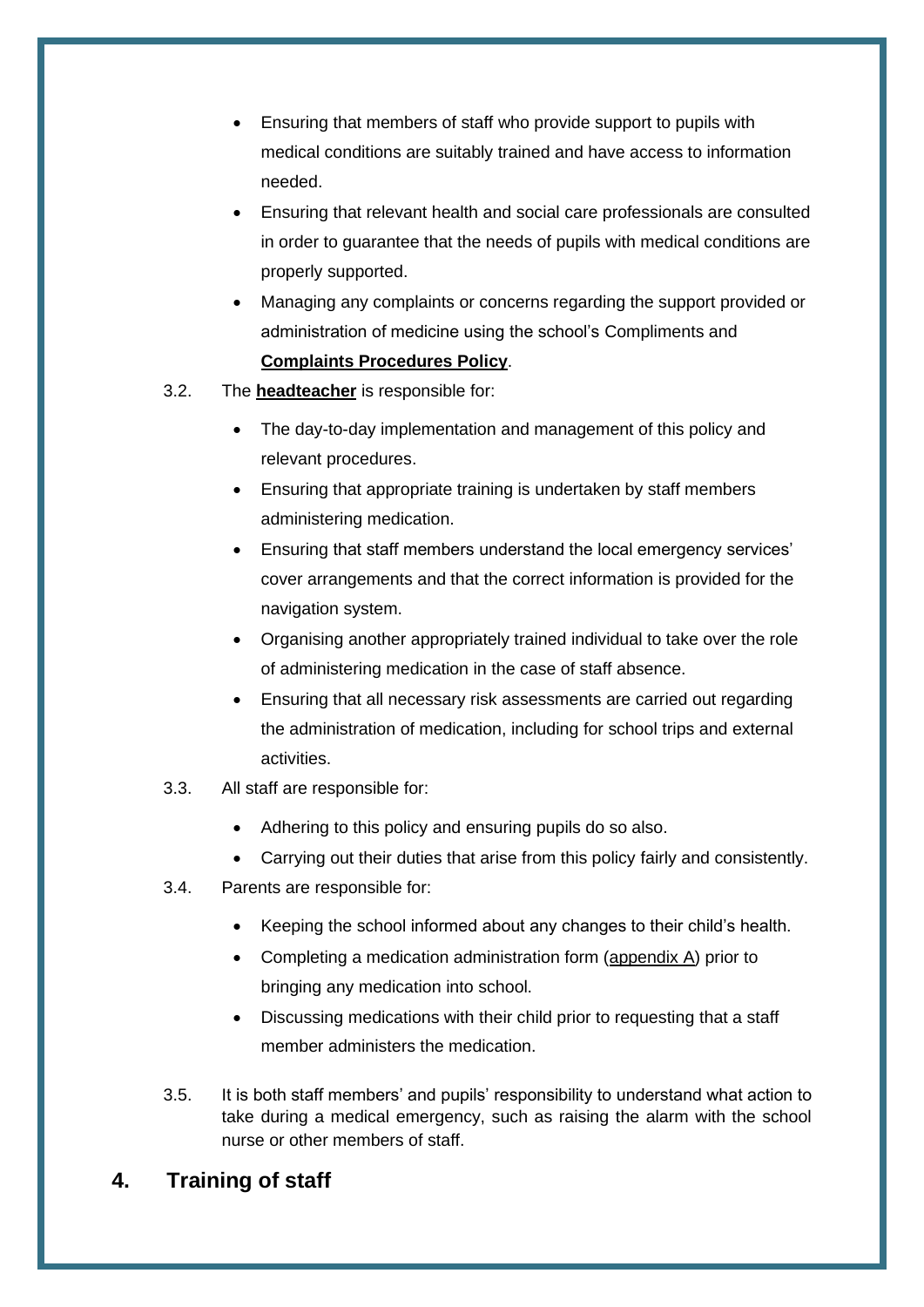- Ensuring that members of staff who provide support to pupils with medical conditions are suitably trained and have access to information needed.
- Ensuring that relevant health and social care professionals are consulted in order to guarantee that the needs of pupils with medical conditions are properly supported.
- Managing any complaints or concerns regarding the support provided or administration of medicine using the school's Compliments and **Complaints Procedures Policy**.

3.2. The **headteacher** is responsible for:

- The day-to-day implementation and management of this policy and relevant procedures.
- Ensuring that appropriate training is undertaken by staff members administering medication.
- Ensuring that staff members understand the local emergency services' cover arrangements and that the correct information is provided for the navigation system.
- Organising another appropriately trained individual to take over the role of administering medication in the case of staff absence.
- Ensuring that all necessary risk assessments are carried out regarding the administration of medication, including for school trips and external activities.

3.3. All staff are responsible for:

- Adhering to this policy and ensuring pupils do so also.
- Carrying out their duties that arise from this policy fairly and consistently.

3.4. Parents are responsible for:

- Keeping the school informed about any changes to their child's health.
- Completing a medication administration form (appendix A) prior to bringing any medication into school.
- Discussing medications with their child prior to requesting that a staff member administers the medication.

3.5. It is both staff members' and pupils' responsibility to understand what action to take during a medical emergency, such as raising the alarm with the school nurse or other members of staff.

## 4. Training of staff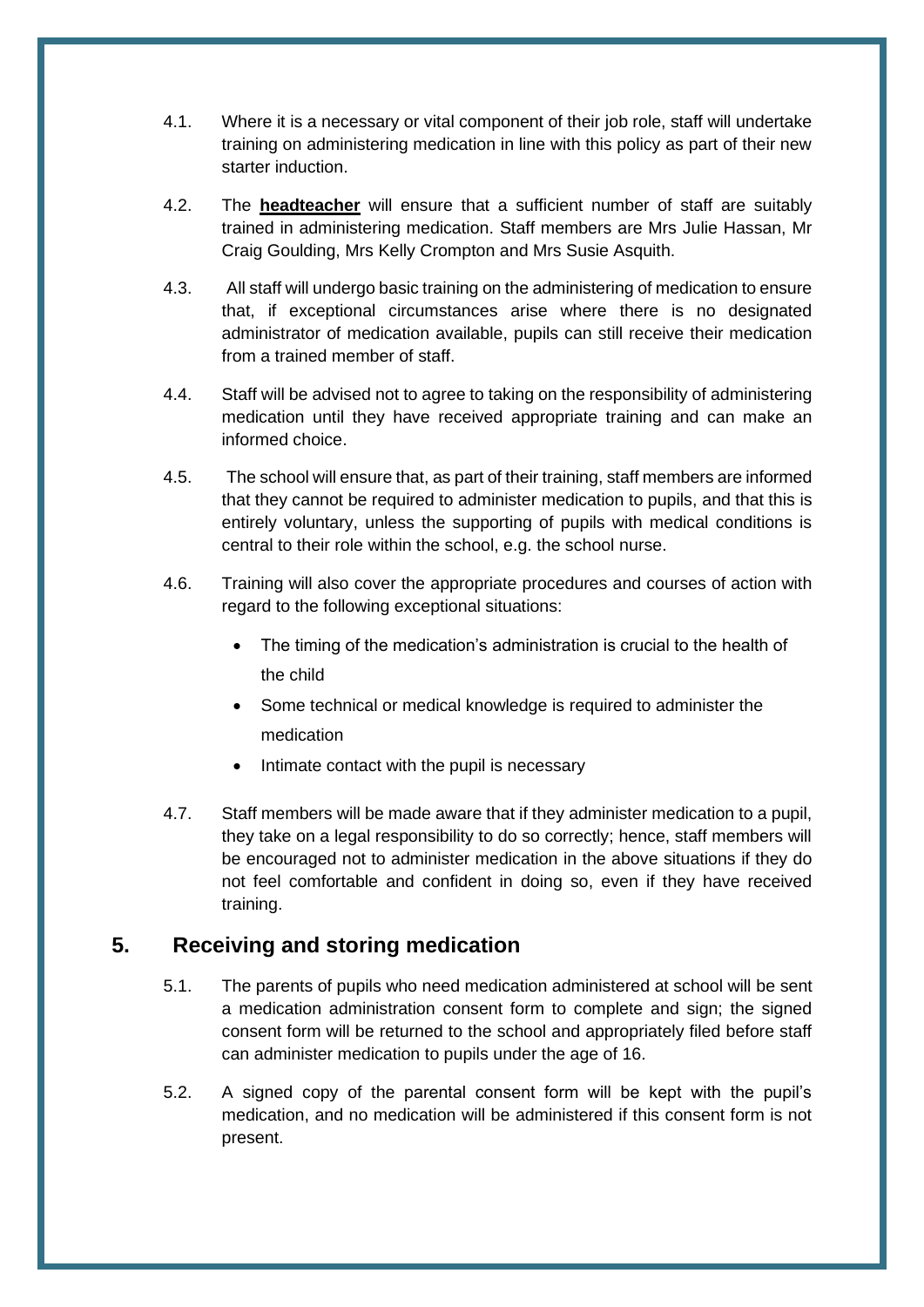4.1. Where it is a necessary or vital component of their job role, staff will undertake training on administering medication in line with this policy as part of their new starter induction.

4.2. The **headteacher** will ensure that a sufficient number of staff are suitably trained in administering medication. Staff members are Mrs Julie Hassan, Mr Craig Goulding, Mrs Kelly Crompton and Mrs Susie Asquith.

4.3. All staff will undergo basic training on the administering of medication to ensure that, if exceptional circumstances arise where there is no designated administrator of medication available, pupils can still receive their medication from a trained member of staff.

4.4. Staff will be advised not to agree to taking on the responsibility of administering medication until they have received appropriate training and can make an informed choice.

4.5. The school will ensure that, as part of their training, staff members are informed that they cannot be required to administer medication to pupils, and that this is entirely voluntary, unless the supporting of pupils with medical conditions is central to their role within the school, e.g. the school nurse.

4.6. Training will also cover the appropriate procedures and courses of action with regard to the following exceptional situations:

- The timing of the medication's administration is crucial to the health of the child
- Some technical or medical knowledge is required to administer the medication
- Intimate contact with the pupil is necessary

4.7. Staff members will be made aware that if they administer medication to a pupil, they take on a legal responsibility to do so correctly; hence, staff members will be encouraged not to administer medication in the above situations if they do not feel comfortable and confident in doing so, even if they have received training.

## 5. Receiving and storing medication

5.1. The parents of pupils who need medication administered at school will be sent a medication administration consent form to complete and sign; the signed consent form will be returned to the school and appropriately filed before staff can administer medication to pupils under the age of 16.

5.2. A signed copy of the parental consent form will be kept with the pupil's medication, and no medication will be administered if this consent form is not present.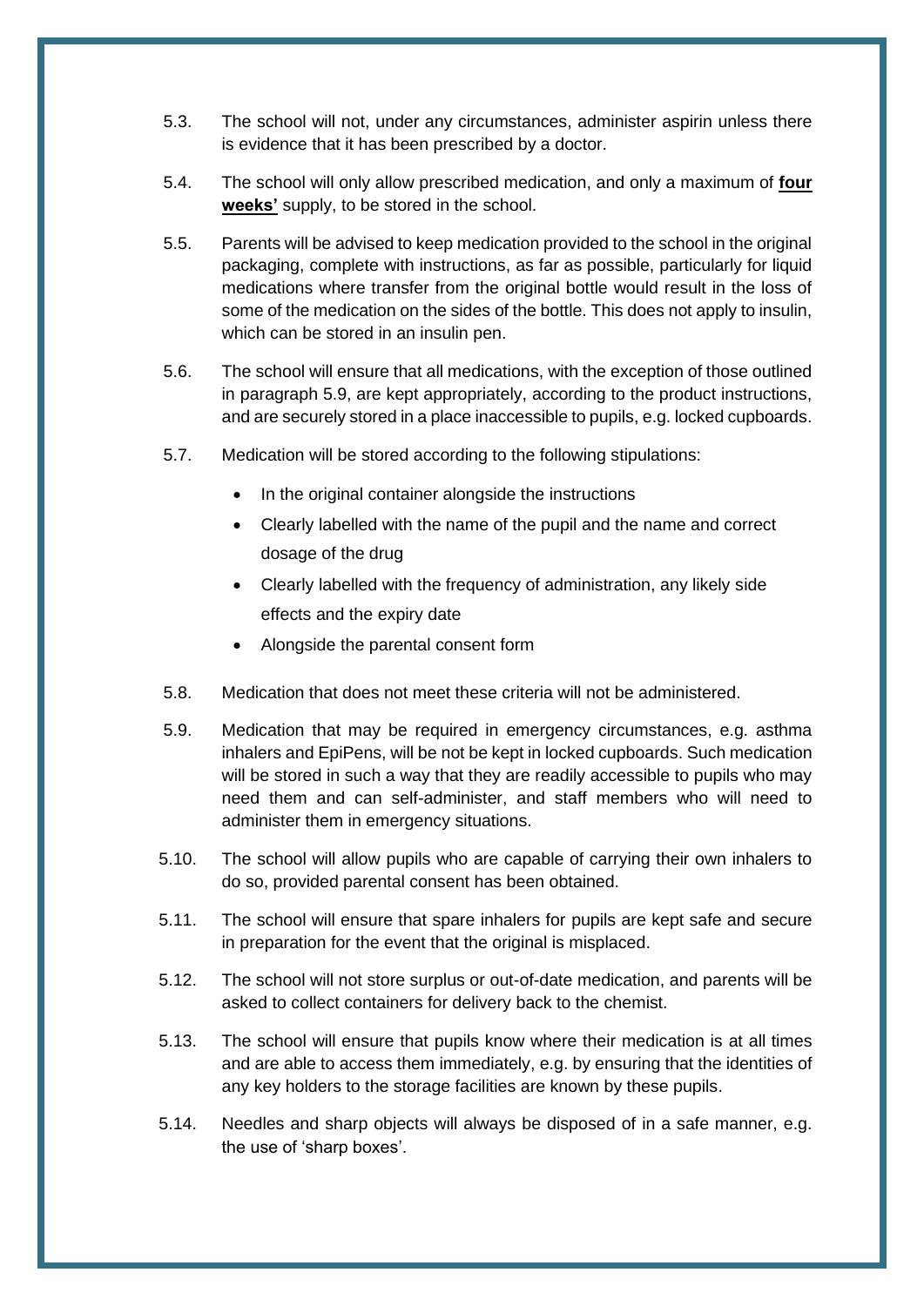5.3. The school will not, under any circumstances, administer aspirin unless there is evidence that it has been prescribed by a doctor.

5.4. The school will only allow prescribed medication, and only a maximum of **<u>four weeks'</u>** supply, to be stored in the school.

5.5. Parents will be advised to keep medication provided to the school in the original packaging, complete with instructions, as far as possible, particularly for liquid medications where transfer from the original bottle would result in the loss of some of the medication on the sides of the bottle. This does not apply to insulin, which can be stored in an insulin pen.

5.6. The school will ensure that all medications, with the exception of those outlined in paragraph 5.9, are kept appropriately, according to the product instructions, and are securely stored in a place inaccessible to pupils, e.g. locked cupboards.

5.7. Medication will be stored according to the following stipulations:

- In the original container alongside the instructions
- Clearly labelled with the name of the pupil and the name and correct dosage of the drug
- Clearly labelled with the frequency of administration, any likely side effects and the expiry date
- Alongside the parental consent form

5.8. Medication that does not meet these criteria will not be administered.

5.9. Medication that may be required in emergency circumstances, e.g. asthma inhalers and EpiPens, will be not be kept in locked cupboards. Such medication will be stored in such a way that they are readily accessible to pupils who may need them and can self-administer, and staff members who will need to administer them in emergency situations.

5.10. The school will allow pupils who are capable of carrying their own inhalers to do so, provided parental consent has been obtained.

5.11. The school will ensure that spare inhalers for pupils are kept safe and secure in preparation for the event that the original is misplaced.

5.12. The school will not store surplus or out-of-date medication, and parents will be asked to collect containers for delivery back to the chemist.

5.13. The school will ensure that pupils know where their medication is at all times and are able to access them immediately, e.g. by ensuring that the identities of any key holders to the storage facilities are known by these pupils.

5.14. Needles and sharp objects will always be disposed of in a safe manner, e.g. the use of 'sharp boxes'.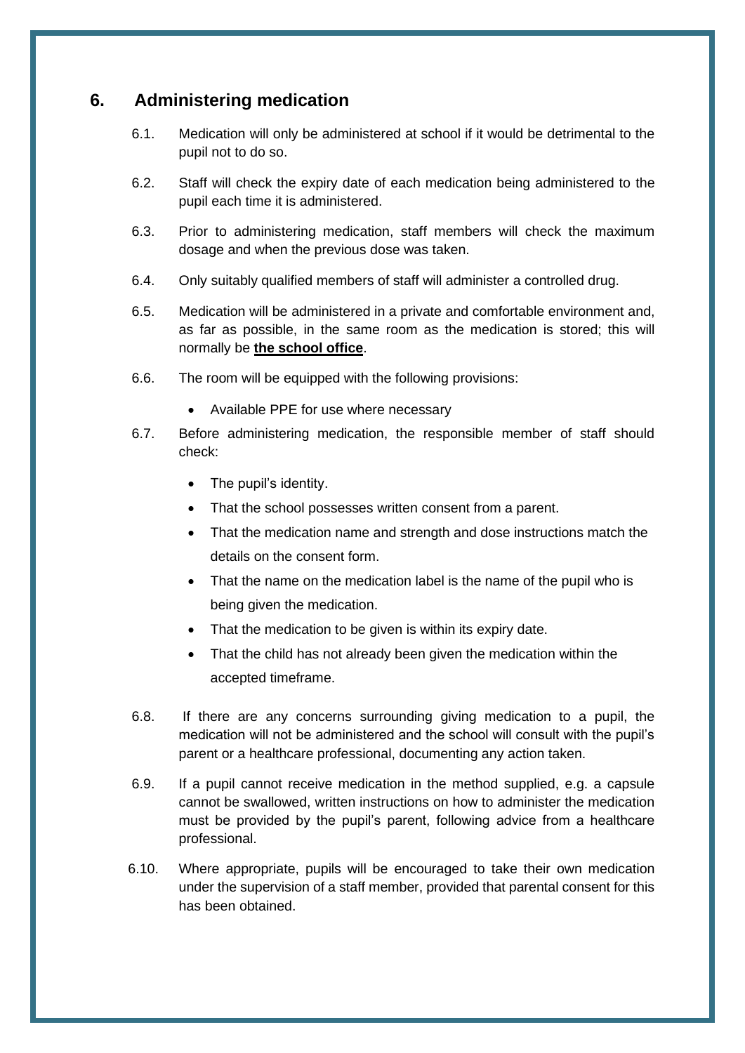## 6. Administering medication

6.1. Medication will only be administered at school if it would be detrimental to the pupil not to do so.

6.2. Staff will check the expiry date of each medication being administered to the pupil each time it is administered.

6.3. Prior to administering medication, staff members will check the maximum dosage and when the previous dose was taken.

6.4. Only suitably qualified members of staff will administer a controlled drug.

6.5. Medication will be administered in a private and comfortable environment and, as far as possible, in the same room as the medication is stored; this will normally be **the school office**.

6.6. The room will be equipped with the following provisions:

- Available PPE for use where necessary

6.7. Before administering medication, the responsible member of staff should check:

- The pupil's identity.
- That the school possesses written consent from a parent.
- That the medication name and strength and dose instructions match the details on the consent form.
- That the name on the medication label is the name of the pupil who is being given the medication.
- That the medication to be given is within its expiry date.
- That the child has not already been given the medication within the accepted timeframe.

6.8. If there are any concerns surrounding giving medication to a pupil, the medication will not be administered and the school will consult with the pupil's parent or a healthcare professional, documenting any action taken.

6.9. If a pupil cannot receive medication in the method supplied, e.g. a capsule cannot be swallowed, written instructions on how to administer the medication must be provided by the pupil's parent, following advice from a healthcare professional.

6.10. Where appropriate, pupils will be encouraged to take their own medication under the supervision of a staff member, provided that parental consent for this has been obtained.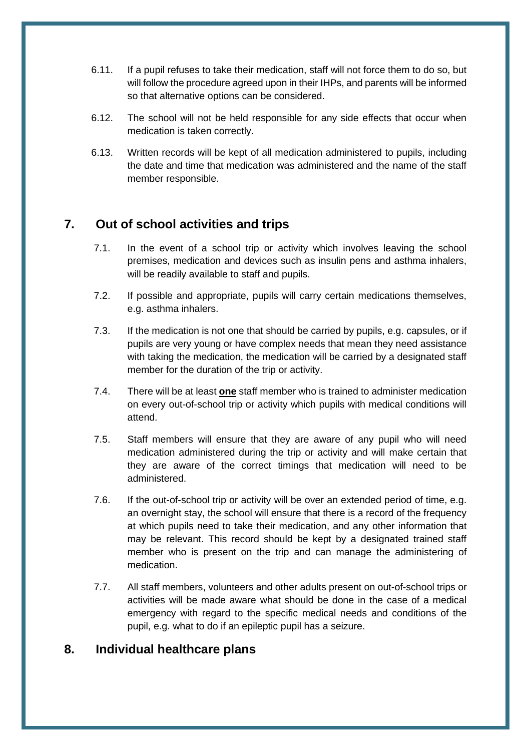6.11. If a pupil refuses to take their medication, staff will not force them to do so, but will follow the procedure agreed upon in their IHPs, and parents will be informed so that alternative options can be considered.

6.12. The school will not be held responsible for any side effects that occur when medication is taken correctly.

6.13. Written records will be kept of all medication administered to pupils, including the date and time that medication was administered and the name of the staff member responsible.

## 7. Out of school activities and trips

7.1. In the event of a school trip or activity which involves leaving the school premises, medication and devices such as insulin pens and asthma inhalers, will be readily available to staff and pupils.

7.2. If possible and appropriate, pupils will carry certain medications themselves, e.g. asthma inhalers.

7.3. If the medication is not one that should be carried by pupils, e.g. capsules, or if pupils are very young or have complex needs that mean they need assistance with taking the medication, the medication will be carried by a designated staff member for the duration of the trip or activity.

7.4. There will be at least **one** staff member who is trained to administer medication on every out-of-school trip or activity which pupils with medical conditions will attend.

7.5. Staff members will ensure that they are aware of any pupil who will need medication administered during the trip or activity and will make certain that they are aware of the correct timings that medication will need to be administered.

7.6. If the out-of-school trip or activity will be over an extended period of time, e.g. an overnight stay, the school will ensure that there is a record of the frequency at which pupils need to take their medication, and any other information that may be relevant. This record should be kept by a designated trained staff member who is present on the trip and can manage the administering of medication.

7.7. All staff members, volunteers and other adults present on out-of-school trips or activities will be made aware what should be done in the case of a medical emergency with regard to the specific medical needs and conditions of the pupil, e.g. what to do if an epileptic pupil has a seizure.

## 8. Individual healthcare plans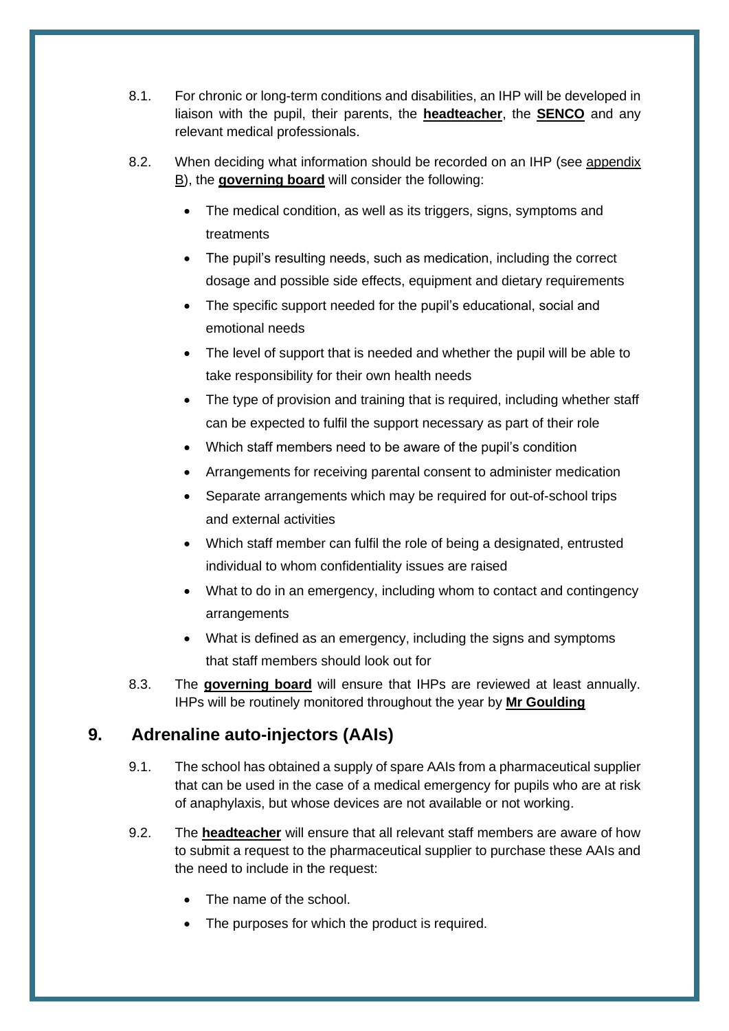8.1. For chronic or long-term conditions and disabilities, an IHP will be developed in liaison with the pupil, their parents, the **headteacher**, the **SENCO** and any relevant medical professionals.

8.2. When deciding what information should be recorded on an IHP (see appendix B), the **governing board** will consider the following:

- The medical condition, as well as its triggers, signs, symptoms and treatments
- The pupil's resulting needs, such as medication, including the correct dosage and possible side effects, equipment and dietary requirements
- The specific support needed for the pupil's educational, social and emotional needs
- The level of support that is needed and whether the pupil will be able to take responsibility for their own health needs
- The type of provision and training that is required, including whether staff can be expected to fulfil the support necessary as part of their role
- Which staff members need to be aware of the pupil's condition
- Arrangements for receiving parental consent to administer medication
- Separate arrangements which may be required for out-of-school trips and external activities
- Which staff member can fulfil the role of being a designated, entrusted individual to whom confidentiality issues are raised
- What to do in an emergency, including whom to contact and contingency arrangements
- What is defined as an emergency, including the signs and symptoms that staff members should look out for

8.3. The **governing board** will ensure that IHPs are reviewed at least annually. IHPs will be routinely monitored throughout the year by **Mr Goulding**

## 9. Adrenaline auto-injectors (AAIs)

9.1. The school has obtained a supply of spare AAIs from a pharmaceutical supplier that can be used in the case of a medical emergency for pupils who are at risk of anaphylaxis, but whose devices are not available or not working.

9.2. The **headteacher** will ensure that all relevant staff members are aware of how to submit a request to the pharmaceutical supplier to purchase these AAIs and the need to include in the request:

- The name of the school.
- The purposes for which the product is required.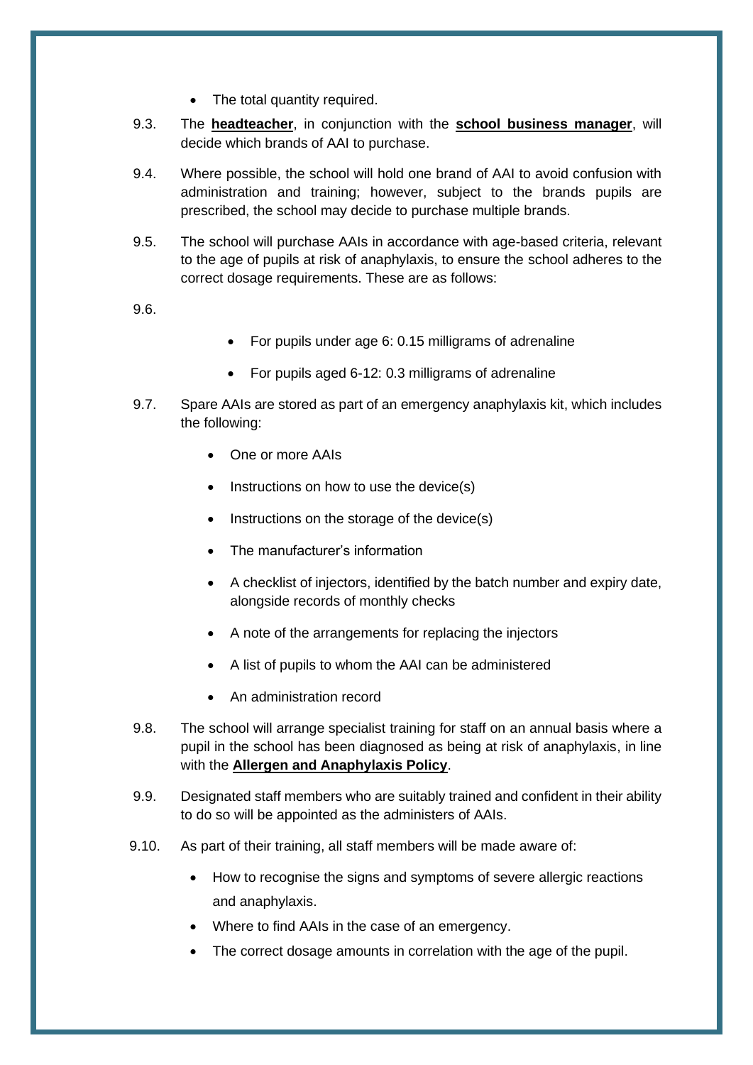- The total quantity required.

9.3. The **headteacher**, in conjunction with the **school business manager**, will decide which brands of AAI to purchase.

9.4. Where possible, the school will hold one brand of AAI to avoid confusion with administration and training; however, subject to the brands pupils are prescribed, the school may decide to purchase multiple brands.

9.5. The school will purchase AAIs in accordance with age-based criteria, relevant to the age of pupils at risk of anaphylaxis, to ensure the school adheres to the correct dosage requirements. These are as follows:

9.6.

- For pupils under age 6: 0.15 milligrams of adrenaline
- For pupils aged 6-12: 0.3 milligrams of adrenaline

9.7. Spare AAIs are stored as part of an emergency anaphylaxis kit, which includes the following:

- One or more AAIs
- Instructions on how to use the device(s)
- Instructions on the storage of the device(s)
- The manufacturer's information
- A checklist of injectors, identified by the batch number and expiry date, alongside records of monthly checks
- A note of the arrangements for replacing the injectors
- A list of pupils to whom the AAI can be administered
- An administration record

9.8. The school will arrange specialist training for staff on an annual basis where a pupil in the school has been diagnosed as being at risk of anaphylaxis, in line with the **Allergen and Anaphylaxis Policy**.

9.9. Designated staff members who are suitably trained and confident in their ability to do so will be appointed as the administers of AAIs.

9.10. As part of their training, all staff members will be made aware of:

- How to recognise the signs and symptoms of severe allergic reactions and anaphylaxis.
- Where to find AAIs in the case of an emergency.
- The correct dosage amounts in correlation with the age of the pupil.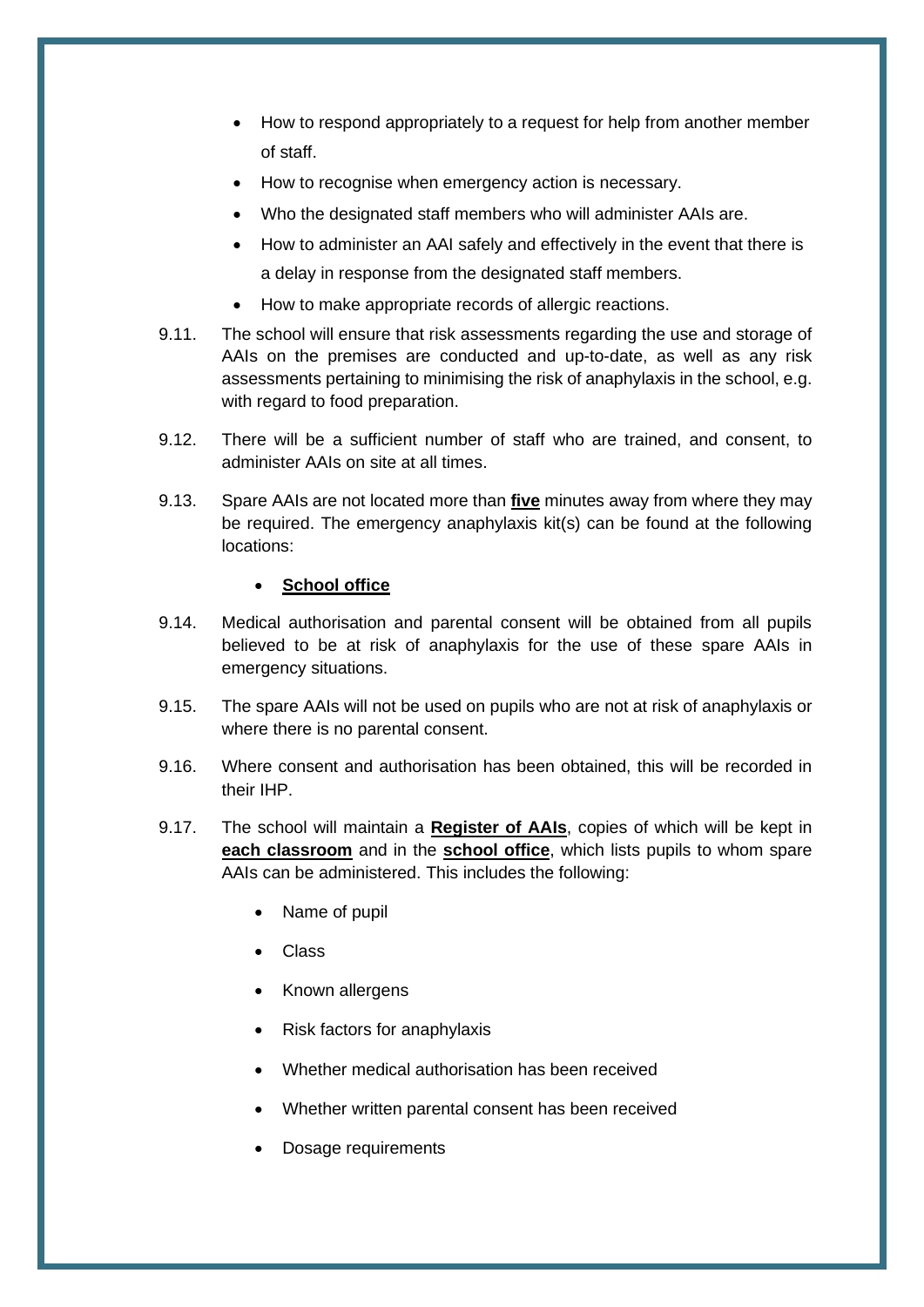- How to respond appropriately to a request for help from another member of staff.
- How to recognise when emergency action is necessary.
- Who the designated staff members who will administer AAIs are.
- How to administer an AAI safely and effectively in the event that there is a delay in response from the designated staff members.
- How to make appropriate records of allergic reactions.

9.11. The school will ensure that risk assessments regarding the use and storage of AAIs on the premises are conducted and up-to-date, as well as any risk assessments pertaining to minimising the risk of anaphylaxis in the school, e.g. with regard to food preparation.

9.12. There will be a sufficient number of staff who are trained, and consent, to administer AAIs on site at all times.

9.13. Spare AAIs are not located more than **five** minutes away from where they may be required. The emergency anaphylaxis kit(s) can be found at the following locations:

- **School office**

9.14. Medical authorisation and parental consent will be obtained from all pupils believed to be at risk of anaphylaxis for the use of these spare AAIs in emergency situations.

9.15. The spare AAIs will not be used on pupils who are not at risk of anaphylaxis or where there is no parental consent.

9.16. Where consent and authorisation has been obtained, this will be recorded in their IHP.

9.17. The school will maintain a **Register of AAIs**, copies of which will be kept in **each classroom** and in the **school office**, which lists pupils to whom spare AAIs can be administered. This includes the following:

- Name of pupil
- Class
- Known allergens
- Risk factors for anaphylaxis
- Whether medical authorisation has been received
- Whether written parental consent has been received
- Dosage requirements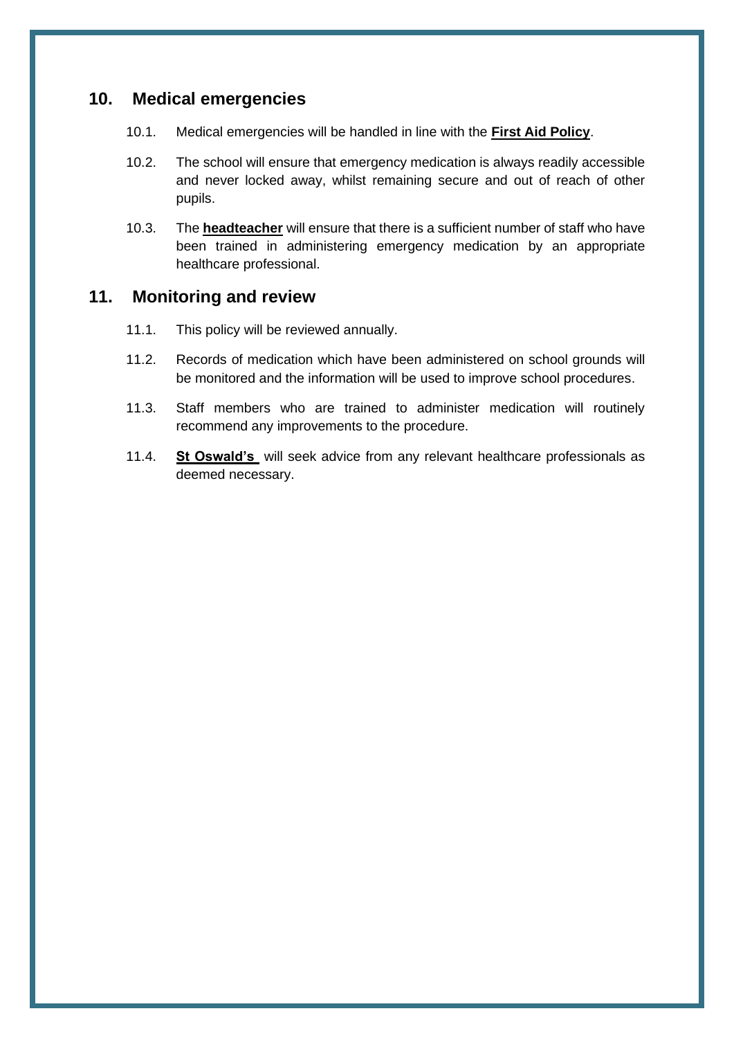## 10. Medical emergencies

10.1. Medical emergencies will be handled in line with the **First Aid Policy**.

10.2. The school will ensure that emergency medication is always readily accessible and never locked away, whilst remaining secure and out of reach of other pupils.

10.3. The **headteacher** will ensure that there is a sufficient number of staff who have been trained in administering emergency medication by an appropriate healthcare professional.

## 11. Monitoring and review

11.1. This policy will be reviewed annually.

11.2. Records of medication which have been administered on school grounds will be monitored and the information will be used to improve school procedures.

11.3. Staff members who are trained to administer medication will routinely recommend any improvements to the procedure.

11.4. **St Oswald's** will seek advice from any relevant healthcare professionals as deemed necessary.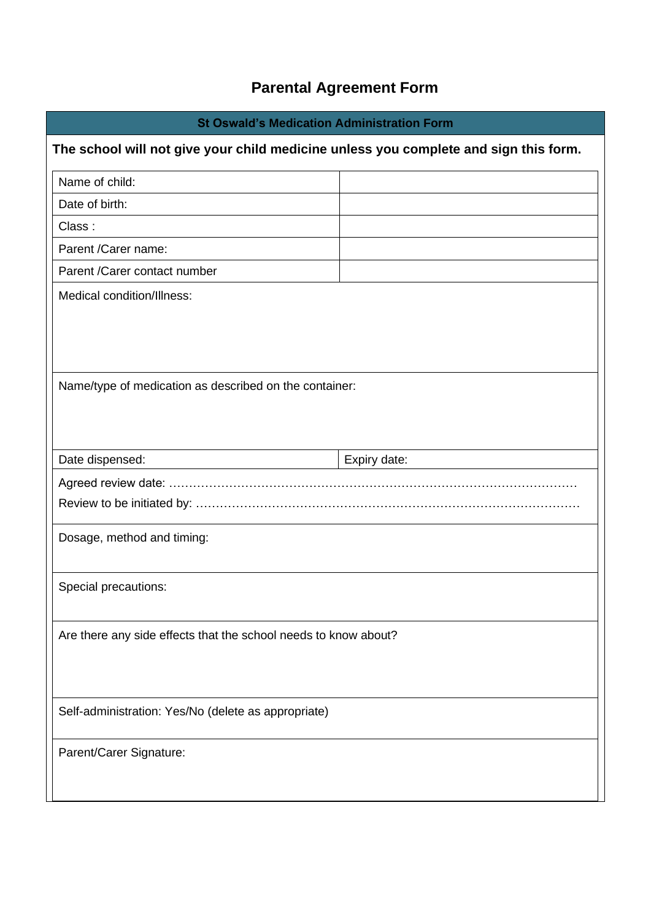# Parental Agreement Form

| St Oswald's Medication Administration Form | |
|---|---|
| **The school will not give your child medicine unless you complete and sign this form.** | |
| Name of child: | |
| Date of birth: | |
| Class : | |
| Parent /Carer name: | |
| Parent /Carer contact number | |
| Medical condition/Illness: | |
| Name/type of medication as described on the container: | |
| Date dispensed: | Expiry date: |
| Agreed review date: ………………………………………………………………………………………<br>Review to be initiated by: ……………………………………………………………………………… | |
| Dosage, method and timing: | |
| Special precautions: | |
| Are there any side effects that the school needs to know about? | |
| Self-administration: Yes/No (delete as appropriate) | |
| Parent/Carer Signature: | |